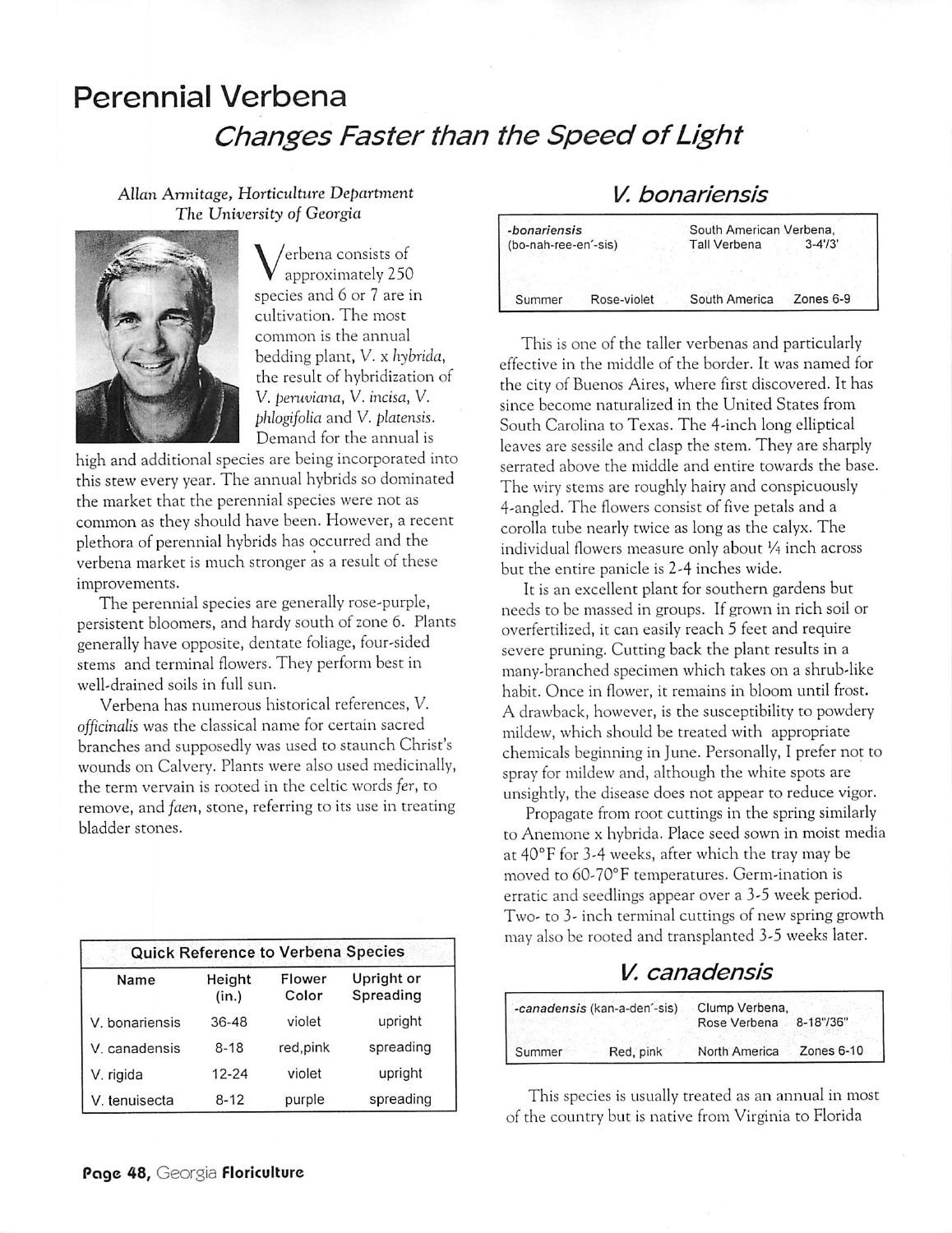# Perennial Verbena

## *Changes Faster than the Speed of Light*

*Allan Armitage, Horticulture Department*
*The University of Georgia*

Verbena consists of approximately 250 species and 6 or 7 are in cultivation. The most common is the annual bedding plant, *V.* x *hybrida*, the result of hybridization of *V. peruviana*, *V. incisa*, *V. phlogifolia* and *V. platensis*. Demand for the annual is high and additional species are being incorporated into this stew every year. The annual hybrids so dominated the market that the perennial species were not as common as they should have been. However, a recent plethora of perennial hybrids has occurred and the verbena market is much stronger as a result of these improvements.

The perennial species are generally rose-purple, persistent bloomers, and hardy south of zone 6. Plants generally have opposite, dentate foliage, four-sided stems and terminal flowers. They perform best in well-drained soils in full sun.

Verbena has numerous historical references, *V. officinalis* was the classical name for certain sacred branches and supposedly was used to staunch Christ's wounds on Calvery. Plants were also used medicinally, the term vervain is rooted in the celtic words *fer*, to remove, and *faen*, stone, referring to its use in treating bladder stones.

**Quick Reference to Verbena Species**

| Name | Height (in.) | Flower Color | Upright or Spreading |
|---|---|---|---|
| V. bonariensis | 36-48 | violet | upright |
| V. canadensis | 8-18 | red,pink | spreading |
| V. rigida | 12-24 | violet | upright |
| V. tenuisecta | 8-12 | purple | spreading |

## *V. bonariensis*

| *-bonariensis* (bo-nah-ree-en´-sis) | | South American Verbena, Tall Verbena | 3-4'/3' |
|---|---|---|---|
| Summer | Rose-violet | South America | Zones 6-9 |

This is one of the taller verbenas and particularly effective in the middle of the border. It was named for the city of Buenos Aires, where first discovered. It has since become naturalized in the United States from South Carolina to Texas. The 4-inch long elliptical leaves are sessile and clasp the stem. They are sharply serrated above the middle and entire towards the base. The wiry stems are roughly hairy and conspicuously 4-angled. The flowers consist of five petals and a corolla tube nearly twice as long as the calyx. The individual flowers measure only about ¼ inch across but the entire panicle is 2-4 inches wide.

It is an excellent plant for southern gardens but needs to be massed in groups. If grown in rich soil or overfertilized, it can easily reach 5 feet and require severe pruning. Cutting back the plant results in a many-branched specimen which takes on a shrub-like habit. Once in flower, it remains in bloom until frost. A drawback, however, is the susceptibility to powdery mildew, which should be treated with appropriate chemicals beginning in June. Personally, I prefer not to spray for mildew and, although the white spots are unsightly, the disease does not appear to reduce vigor.

Propagate from root cuttings in the spring similarly to Anemone x hybrida. Place seed sown in moist media at 40°F for 3-4 weeks, after which the tray may be moved to 60-70°F temperatures. Germ-ination is erratic and seedlings appear over a 3-5 week period. Two- to 3- inch terminal cuttings of new spring growth may also be rooted and transplanted 3-5 weeks later.

## *V. canadensis*

| *-canadensis* (kan-a-den´-sis) | | Clump Verbena, Rose Verbena | 8-18"/36" |
|---|---|---|---|
| Summer | Red, pink | North America | Zones 6-10 |

This species is usually treated as an annual in most of the country but is native from Virginia to Florida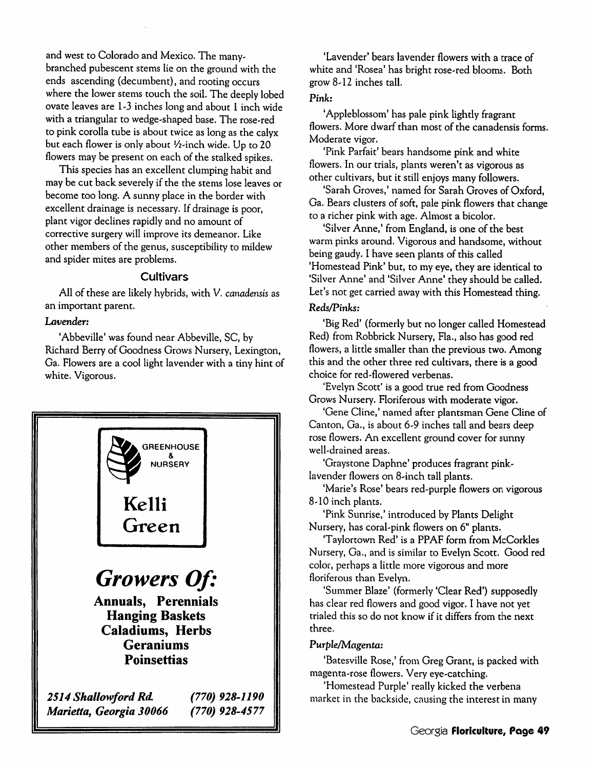and west to Colorado and Mexico. The many-branched pubescent stems lie on the ground with the ends ascending (decumbent), and rooting occurs where the lower stems touch the soil. The deeply lobed ovate leaves are 1-3 inches long and about 1 inch wide with a triangular to wedge-shaped base. The rose-red to pink corolla tube is about twice as long as the calyx but each flower is only about ½-inch wide. Up to 20 flowers may be present on each of the stalked spikes.

This species has an excellent clumping habit and may be cut back severely if the the stems lose leaves or become too long. A sunny place in the border with excellent drainage is necessary. If drainage is poor, plant vigor declines rapidly and no amount of corrective surgery will improve its demeanor. Like other members of the genus, susceptibility to mildew and spider mites are problems.

## Cultivars

All of these are likely hybrids, with *V. canadensis* as an important parent.

*Lavender:*

'Abbeville' was found near Abbeville, SC, by Richard Berry of Goodness Grows Nursery, Lexington, Ga. Flowers are a cool light lavender with a tiny hint of white. Vigorous.

GREENHOUSE & NURSERY

**Kelli Green**

***Growers Of:***

**Annuals, Perennials**
**Hanging Baskets**
**Caladiums, Herbs**
**Geraniums**
**Poinsettias**

***2514 Shallowford Rd.***
***Marietta, Georgia 30066***

***(770) 928-1190***
***(770) 928-4577***

'Lavender' bears lavender flowers with a trace of white and 'Rosea' has bright rose-red blooms. Both grow 8-12 inches tall.

*Pink:*

'Appleblossom' has pale pink lightly fragrant flowers. More dwarf than most of the canadensis forms. Moderate vigor.

'Pink Parfait' bears handsome pink and white flowers. In our trials, plants weren't as vigorous as other cultivars, but it still enjoys many followers.

'Sarah Groves,' named for Sarah Groves of Oxford, Ga. Bears clusters of soft, pale pink flowers that change to a richer pink with age. Almost a bicolor.

'Silver Anne,' from England, is one of the best warm pinks around. Vigorous and handsome, without being gaudy. I have seen plants of this called 'Homestead Pink' but, to my eye, they are identical to 'Silver Anne' and 'Silver Anne' they should be called. Let's not get carried away with this Homestead thing.

*Reds/Pinks:*

'Big Red' (formerly but no longer called Homestead Red) from Robbrick Nursery, Fla., also has good red flowers, a little smaller than the previous two. Among this and the other three red cultivars, there is a good choice for red-flowered verbenas.

'Evelyn Scott' is a good true red from Goodness Grows Nursery. Floriferous with moderate vigor.

'Gene Cline,' named after plantsman Gene Cline of Canton, Ga., is about 6-9 inches tall and bears deep rose flowers. An excellent ground cover for sunny well-drained areas.

'Graystone Daphne' produces fragrant pink-lavender flowers on 8-inch tall plants.

'Marie's Rose' bears red-purple flowers on vigorous 8-10 inch plants.

'Pink Sunrise,' introduced by Plants Delight Nursery, has coral-pink flowers on 6" plants.

'Taylortown Red' is a PPAF form from McCorkles Nursery, Ga., and is similar to Evelyn Scott. Good red color, perhaps a little more vigorous and more floriferous than Evelyn.

'Summer Blaze' (formerly 'Clear Red') supposedly has clear red flowers and good vigor. I have not yet trialed this so do not know if it differs from the next three.

*Purple/Magenta:*

'Batesville Rose,' from Greg Grant, is packed with magenta-rose flowers. Very eye-catching.

'Homestead Purple' really kicked the verbena market in the backside, causing the interest in many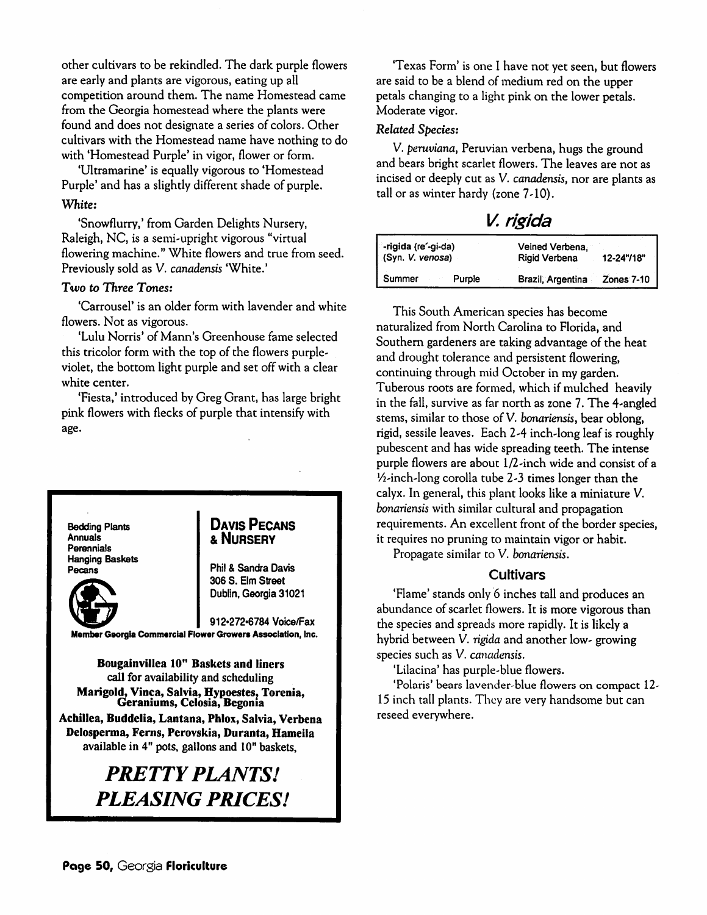other cultivars to be rekindled. The dark purple flowers are early and plants are vigorous, eating up all competition around them. The name Homestead came from the Georgia homestead where the plants were found and does not designate a series of colors. Other cultivars with the Homestead name have nothing to do with 'Homestead Purple' in vigor, flower or form.

'Ultramarine' is equally vigorous to 'Homestead Purple' and has a slightly different shade of purple.

*White:*

'Snowflurry,' from Garden Delights Nursery, Raleigh, NC, is a semi-upright vigorous "virtual flowering machine." White flowers and true from seed. Previously sold as *V. canadensis* 'White.'

*Two to Three Tones:*

'Carrousel' is an older form with lavender and white flowers. Not as vigorous.

'Lulu Norris' of Mann's Greenhouse fame selected this tricolor form with the top of the flowers purple-violet, the bottom light purple and set off with a clear white center.

'Fiesta,' introduced by Greg Grant, has large bright pink flowers with flecks of purple that intensify with age.

Bedding Plants
Annuals
Perennials
Hanging Baskets
Pecans

**DAVIS PECANS & NURSERY**

Phil & Sandra Davis
306 S. Elm Street
Dublin, Georgia 31021

912•272•6784 Voice/Fax

Member Georgia Commercial Flower Growers Association, Inc.

**Bougainvillea 10" Baskets and liners**
**call for availability and scheduling**
**Marigold, Vinca, Salvia, Hypoestes, Torenia, Geraniums, Celosia, Begonia**
**Achillea, Buddelia, Lantana, Phlox, Salvia, Verbena Delosperma, Ferns, Perovskia, Duranta, Hameila**
**available in 4" pots, gallons and 10" baskets,**

***PRETTY PLANTS! PLEASING PRICES!***

'Texas Form' is one I have not yet seen, but flowers are said to be a blend of medium red on the upper petals changing to a light pink on the lower petals. Moderate vigor.

*Related Species:*

*V. peruviana*, Peruvian verbena, hugs the ground and bears bright scarlet flowers. The leaves are not as incised or deeply cut as *V. canadensis*, nor are plants as tall or as winter hardy (zone 7-10).

## *V. rigida*

| -rigida (re´-gi-da) (Syn. *V. venosa*) | | Veined Verbena, Rigid Verbena | 12-24"/18" |
|---|---|---|---|
| Summer | Purple | Brazil, Argentina | Zones 7-10 |

This South American species has become naturalized from North Carolina to Florida, and Southern gardeners are taking advantage of the heat and drought tolerance and persistent flowering, continuing through mid October in my garden. Tuberous roots are formed, which if mulched heavily in the fall, survive as far north as zone 7. The 4-angled stems, similar to those of *V. bonariensis*, bear oblong, rigid, sessile leaves. Each 2-4 inch-long leaf is roughly pubescent and has wide spreading teeth. The intense purple flowers are about 1/2-inch wide and consist of a ½-inch-long corolla tube 2-3 times longer than the calyx. In general, this plant looks like a miniature *V. bonariensis* with similar cultural and propagation requirements. An excellent front of the border species, it requires no pruning to maintain vigor or habit.

Propagate similar to *V. bonariensis*.

### Cultivars

'Flame' stands only 6 inches tall and produces an abundance of scarlet flowers. It is more vigorous than the species and spreads more rapidly. It is likely a hybrid between *V. rigida* and another low- growing species such as *V. canadensis*.

'Lilacina' has purple-blue flowers.

'Polaris' bears lavender-blue flowers on compact 12-15 inch tall plants. They are very handsome but can reseed everywhere.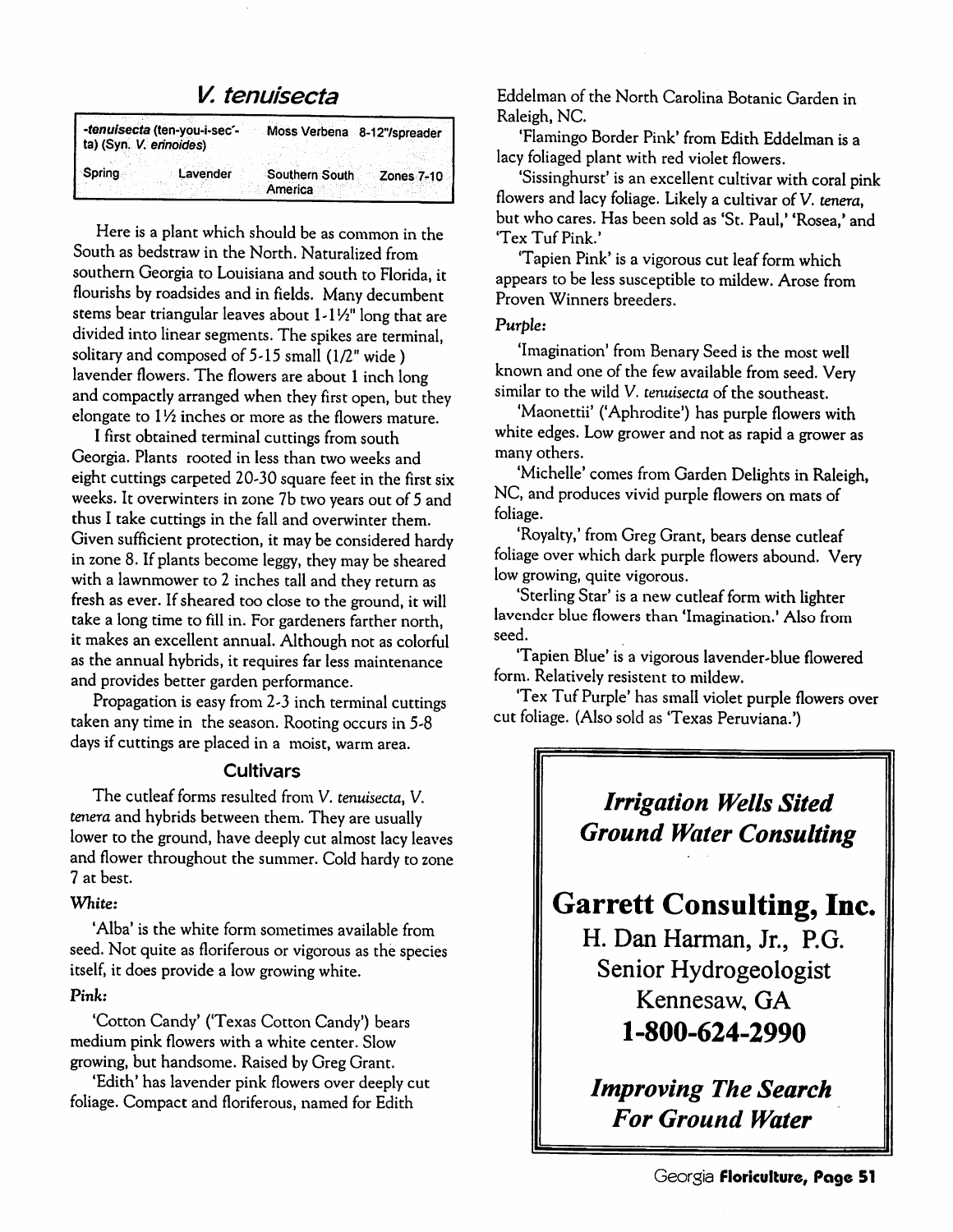## *V. tenuisecta*

| | | | |
|---|---|---|---|
| -*tenuisecta* (ten-you-i-sec'-ta) (Syn. *V. erinoides*) | | Moss Verbena | 8-12"/spreader |
| Spring | Lavender | Southern South America | Zones 7-10 |

Here is a plant which should be as common in the South as bedstraw in the North. Naturalized from southern Georgia to Louisiana and south to Florida, it flourishs by roadsides and in fields. Many decumbent stems bear triangular leaves about 1-1½" long that are divided into linear segments. The spikes are terminal, solitary and composed of 5-15 small (1/2" wide ) lavender flowers. The flowers are about 1 inch long and compactly arranged when they first open, but they elongate to 1½ inches or more as the flowers mature.

I first obtained terminal cuttings from south Georgia. Plants rooted in less than two weeks and eight cuttings carpeted 20-30 square feet in the first six weeks. It overwinters in zone 7b two years out of 5 and thus I take cuttings in the fall and overwinter them. Given sufficient protection, it may be considered hardy in zone 8. If plants become leggy, they may be sheared with a lawnmower to 2 inches tall and they return as fresh as ever. If sheared too close to the ground, it will take a long time to fill in. For gardeners farther north, it makes an excellent annual. Although not as colorful as the annual hybrids, it requires far less maintenance and provides better garden performance.

Propagation is easy from 2-3 inch terminal cuttings taken any time in the season. Rooting occurs in 5-8 days if cuttings are placed in a moist, warm area.

### Cultivars

The cutleaf forms resulted from *V. tenuisecta*, *V. tenera* and hybrids between them. They are usually lower to the ground, have deeply cut almost lacy leaves and flower throughout the summer. Cold hardy to zone 7 at best.

*White:*

'Alba' is the white form sometimes available from seed. Not quite as floriferous or vigorous as the species itself, it does provide a low growing white.

*Pink:*

'Cotton Candy' ('Texas Cotton Candy') bears medium pink flowers with a white center. Slow growing, but handsome. Raised by Greg Grant.

'Edith' has lavender pink flowers over deeply cut foliage. Compact and floriferous, named for Edith Eddelman of the North Carolina Botanic Garden in Raleigh, NC.

'Flamingo Border Pink' from Edith Eddelman is a lacy foliaged plant with red violet flowers.

'Sissinghurst' is an excellent cultivar with coral pink flowers and lacy foliage. Likely a cultivar of *V. tenera*, but who cares. Has been sold as 'St. Paul,' 'Rosea,' and 'Tex Tuf Pink.'

'Tapien Pink' is a vigorous cut leaf form which appears to be less susceptible to mildew. Arose from Proven Winners breeders.

*Purple:*

'Imagination' from Benary Seed is the most well known and one of the few available from seed. Very similar to the wild *V. tenuisecta* of the southeast.

'Maonettii' ('Aphrodite') has purple flowers with white edges. Low grower and not as rapid a grower as many others.

'Michelle' comes from Garden Delights in Raleigh, NC, and produces vivid purple flowers on mats of foliage.

'Royalty,' from Greg Grant, bears dense cutleaf foliage over which dark purple flowers abound. Very low growing, quite vigorous.

'Sterling Star' is a new cutleaf form with lighter lavender blue flowers than 'Imagination.' Also from seed.

'Tapien Blue' is a vigorous lavender-blue flowered form. Relatively resistent to mildew.

'Tex Tuf Purple' has small violet purple flowers over cut foliage. (Also sold as 'Texas Peruviana.')

***Irrigation Wells Sited***
***Ground Water Consulting***

**Garrett Consulting, Inc.**

H. Dan Harman, Jr., P.G.
Senior Hydrogeologist
Kennesaw, GA
**1-800-624-2990**

***Improving The Search***
***For Ground Water***